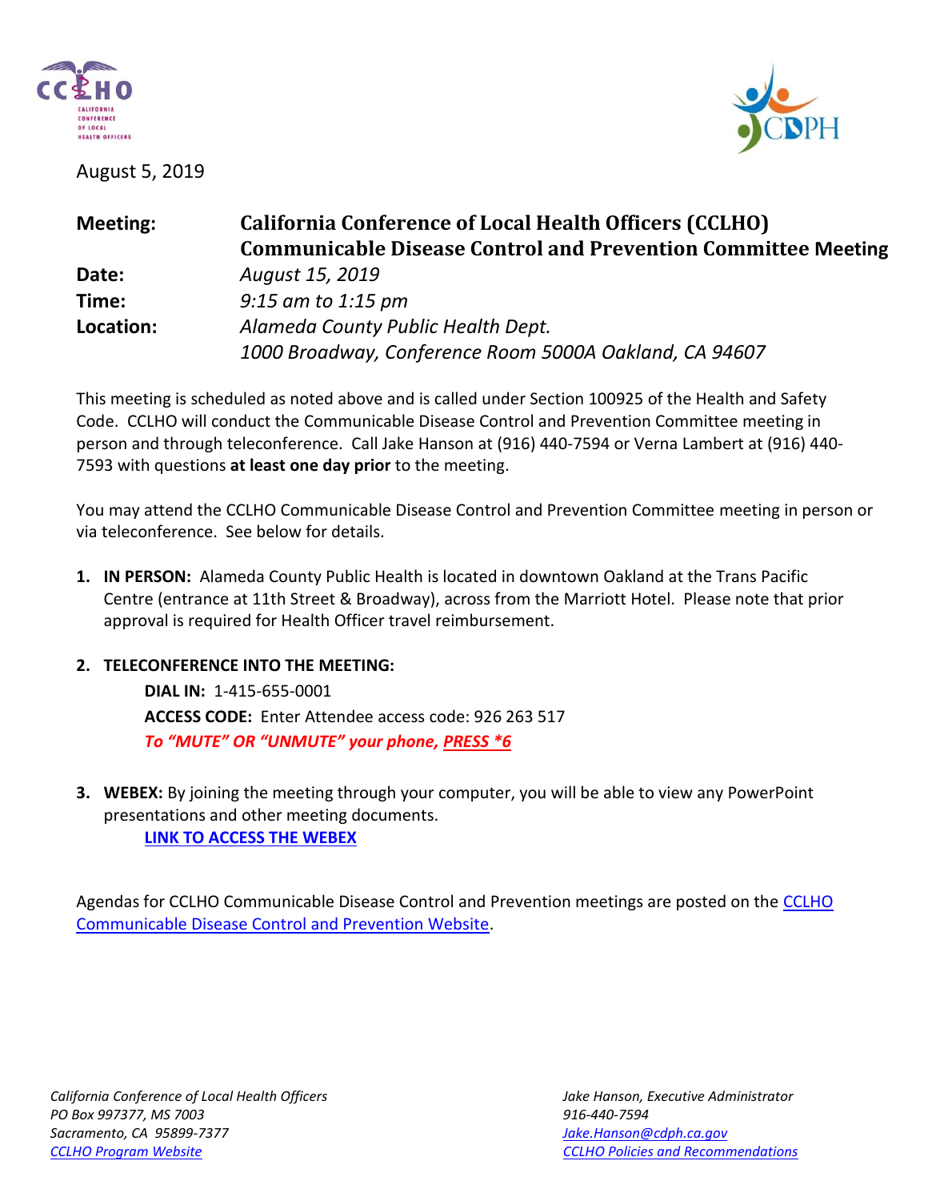August 5, 2019

| | |
|---|---|
| **Meeting:** | **California Conference of Local Health Officers (CCLHO) Communicable Disease Control and Prevention Committee Meeting** |
| **Date:** | *August 15, 2019* |
| **Time:** | *9:15 am to 1:15 pm* |
| **Location:** | *Alameda County Public Health Dept.*<br>*1000 Broadway, Conference Room 5000A Oakland, CA 94607* |

This meeting is scheduled as noted above and is called under Section 100925 of the Health and Safety Code. CCLHO will conduct the Communicable Disease Control and Prevention Committee meeting in person and through teleconference. Call Jake Hanson at (916) 440-7594 or Verna Lambert at (916) 440-7593 with questions **at least one day prior** to the meeting.

You may attend the CCLHO Communicable Disease Control and Prevention Committee meeting in person or via teleconference. See below for details.

1. **IN PERSON:** Alameda County Public Health is located in downtown Oakland at the Trans Pacific Centre (entrance at 11th Street & Broadway), across from the Marriott Hotel. Please note that prior approval is required for Health Officer travel reimbursement.

2. **TELECONFERENCE INTO THE MEETING:**

   **DIAL IN:** 1-415-655-0001

   **ACCESS CODE:** Enter Attendee access code: 926 263 517

   ***To "MUTE" OR "UNMUTE" your phone, PRESS *6***

3. **WEBEX:** By joining the meeting through your computer, you will be able to view any PowerPoint presentations and other meeting documents.

   **LINK TO ACCESS THE WEBEX**

Agendas for CCLHO Communicable Disease Control and Prevention meetings are posted on the CCLHO Communicable Disease Control and Prevention Website.

*California Conference of Local Health Officers*
*PO Box 997377, MS 7003*
*Sacramento, CA 95899-7377*
*CCLHO Program Website*

*Jake Hanson, Executive Administrator*
*916-440-7594*
*Jake.Hanson@cdph.ca.gov*
*CCLHO Policies and Recommendations*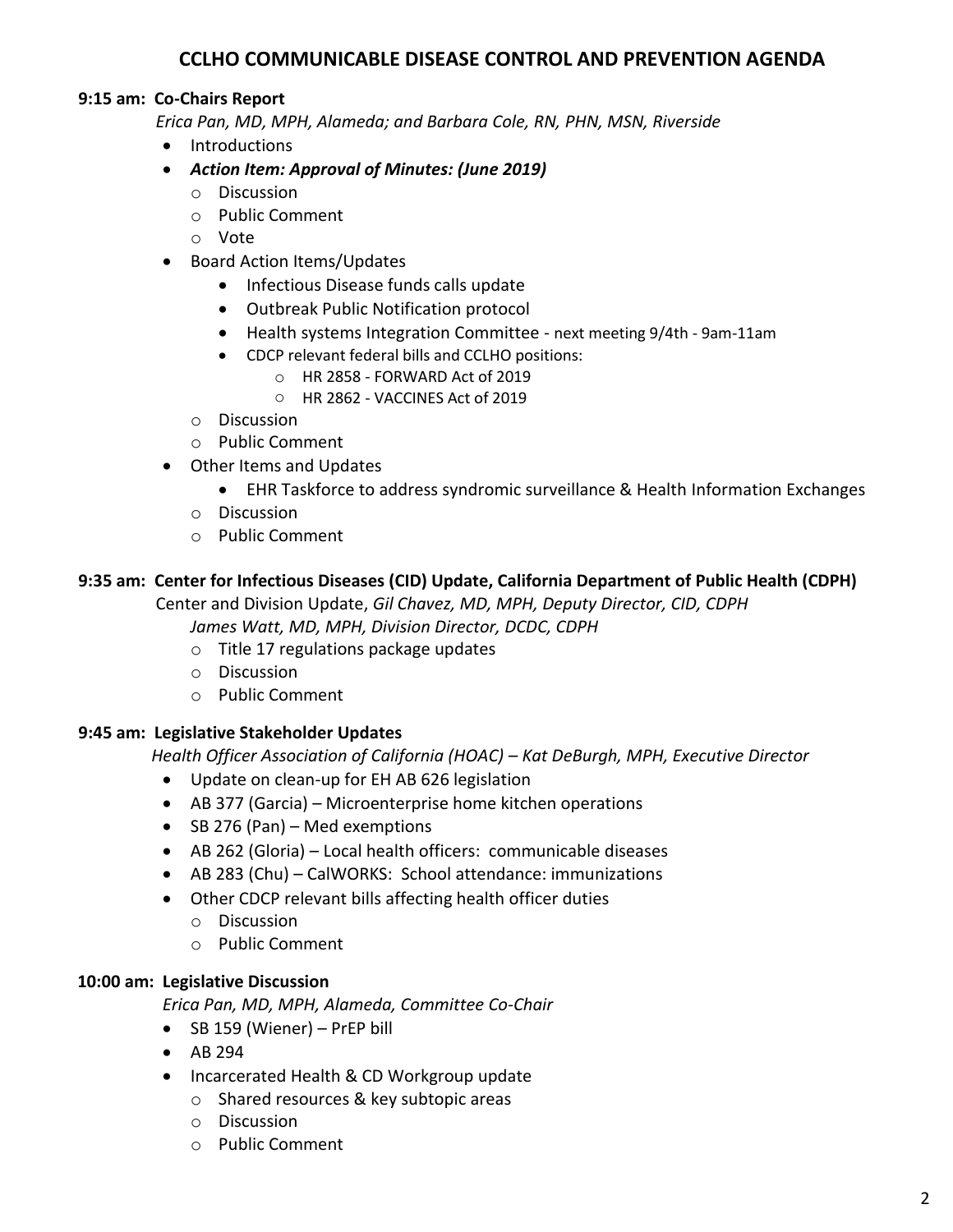# CCLHO COMMUNICABLE DISEASE CONTROL AND PREVENTION AGENDA

**9:15 am: Co-Chairs Report**

*Erica Pan, MD, MPH, Alameda; and Barbara Cole, RN, PHN, MSN, Riverside*

- Introductions
- ***Action Item: Approval of Minutes: (June 2019)***
  - Discussion
  - Public Comment
  - Vote
- Board Action Items/Updates
  - Infectious Disease funds calls update
  - Outbreak Public Notification protocol
  - Health systems Integration Committee - next meeting 9/4th - 9am-11am
  - CDCP relevant federal bills and CCLHO positions:
    - HR 2858 - FORWARD Act of 2019
    - HR 2862 - VACCINES Act of 2019
  - Discussion
  - Public Comment
- Other Items and Updates
  - EHR Taskforce to address syndromic surveillance & Health Information Exchanges
  - Discussion
  - Public Comment

**9:35 am: Center for Infectious Diseases (CID) Update, California Department of Public Health (CDPH)**

Center and Division Update, *Gil Chavez, MD, MPH, Deputy Director, CID, CDPH*

*James Watt, MD, MPH, Division Director, DCDC, CDPH*

- Title 17 regulations package updates
- Discussion
- Public Comment

**9:45 am: Legislative Stakeholder Updates**

*Health Officer Association of California (HOAC) – Kat DeBurgh, MPH, Executive Director*

- Update on clean-up for EH AB 626 legislation
- AB 377 (Garcia) – Microenterprise home kitchen operations
- SB 276 (Pan) – Med exemptions
- AB 262 (Gloria) – Local health officers: communicable diseases
- AB 283 (Chu) – CalWORKS: School attendance: immunizations
- Other CDCP relevant bills affecting health officer duties
  - Discussion
  - Public Comment

**10:00 am: Legislative Discussion**

*Erica Pan, MD, MPH, Alameda, Committee Co-Chair*

- SB 159 (Wiener) – PrEP bill
- AB 294
- Incarcerated Health & CD Workgroup update
  - Shared resources & key subtopic areas
  - Discussion
  - Public Comment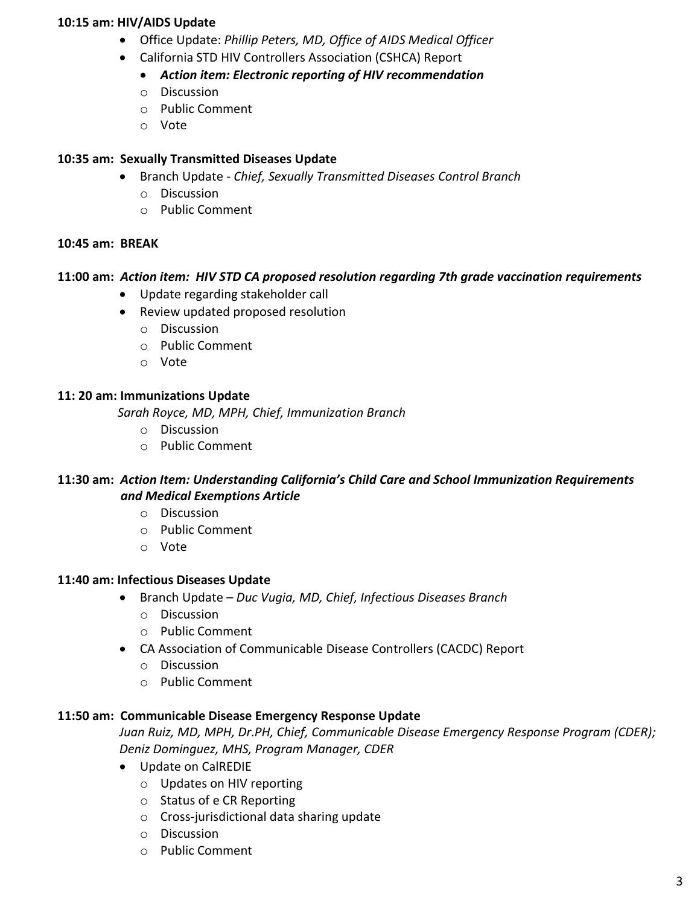**10:15 am: HIV/AIDS Update**

- Office Update: *Phillip Peters, MD, Office of AIDS Medical Officer*
- California STD HIV Controllers Association (CSHCA) Report
  - ***Action item: Electronic reporting of HIV recommendation***
  - Discussion
  - Public Comment
  - Vote

**10:35 am: Sexually Transmitted Diseases Update**

- Branch Update - *Chief, Sexually Transmitted Diseases Control Branch*
  - Discussion
  - Public Comment

**10:45 am: BREAK**

**11:00 am: *Action item: HIV STD CA proposed resolution regarding 7th grade vaccination requirements***

- Update regarding stakeholder call
- Review updated proposed resolution
  - Discussion
  - Public Comment
  - Vote

**11: 20 am: Immunizations Update**

*Sarah Royce, MD, MPH, Chief, Immunization Branch*

- Discussion
- Public Comment

**11:30 am: *Action Item: Understanding California's Child Care and School Immunization Requirements and Medical Exemptions Article***

- Discussion
- Public Comment
- Vote

**11:40 am: Infectious Diseases Update**

- Branch Update – *Duc Vugia, MD, Chief, Infectious Diseases Branch*
  - Discussion
  - Public Comment
- CA Association of Communicable Disease Controllers (CACDC) Report
  - Discussion
  - Public Comment

**11:50 am: Communicable Disease Emergency Response Update**

*Juan Ruiz, MD, MPH, Dr.PH, Chief, Communicable Disease Emergency Response Program (CDER); Deniz Dominguez, MHS, Program Manager, CDER*

- Update on CalREDIE
  - Updates on HIV reporting
  - Status of e CR Reporting
  - Cross-jurisdictional data sharing update
  - Discussion
  - Public Comment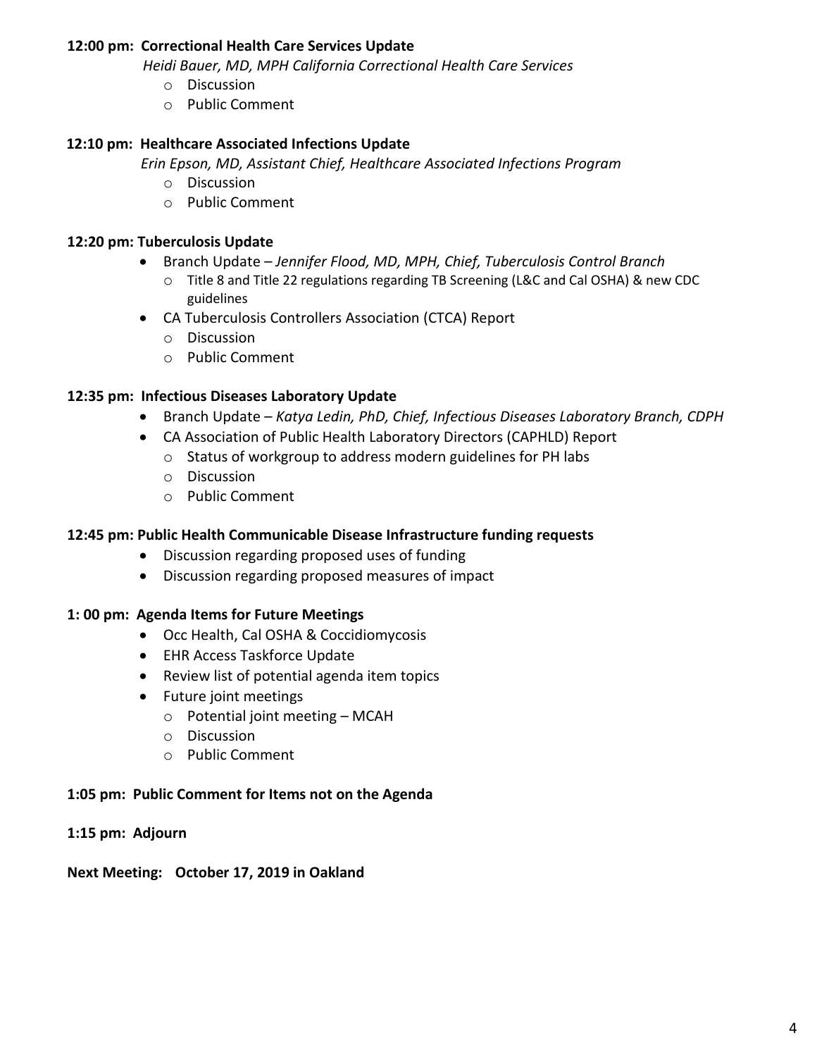**12:00 pm: Correctional Health Care Services Update**

*Heidi Bauer, MD, MPH California Correctional Health Care Services*

- Discussion
- Public Comment

**12:10 pm: Healthcare Associated Infections Update**

*Erin Epson, MD, Assistant Chief, Healthcare Associated Infections Program*

- Discussion
- Public Comment

**12:20 pm: Tuberculosis Update**

- Branch Update – *Jennifer Flood, MD, MPH, Chief, Tuberculosis Control Branch*
  - Title 8 and Title 22 regulations regarding TB Screening (L&C and Cal OSHA) & new CDC guidelines
- CA Tuberculosis Controllers Association (CTCA) Report
  - Discussion
  - Public Comment

**12:35 pm: Infectious Diseases Laboratory Update**

- Branch Update – *Katya Ledin, PhD, Chief, Infectious Diseases Laboratory Branch, CDPH*
- CA Association of Public Health Laboratory Directors (CAPHLD) Report
  - Status of workgroup to address modern guidelines for PH labs
  - Discussion
  - Public Comment

**12:45 pm: Public Health Communicable Disease Infrastructure funding requests**

- Discussion regarding proposed uses of funding
- Discussion regarding proposed measures of impact

**1: 00 pm: Agenda Items for Future Meetings**

- Occ Health, Cal OSHA & Coccidiomycosis
- EHR Access Taskforce Update
- Review list of potential agenda item topics
- Future joint meetings
  - Potential joint meeting – MCAH
  - Discussion
  - Public Comment

**1:05 pm: Public Comment for Items not on the Agenda**

**1:15 pm: Adjourn**

**Next Meeting: October 17, 2019 in Oakland**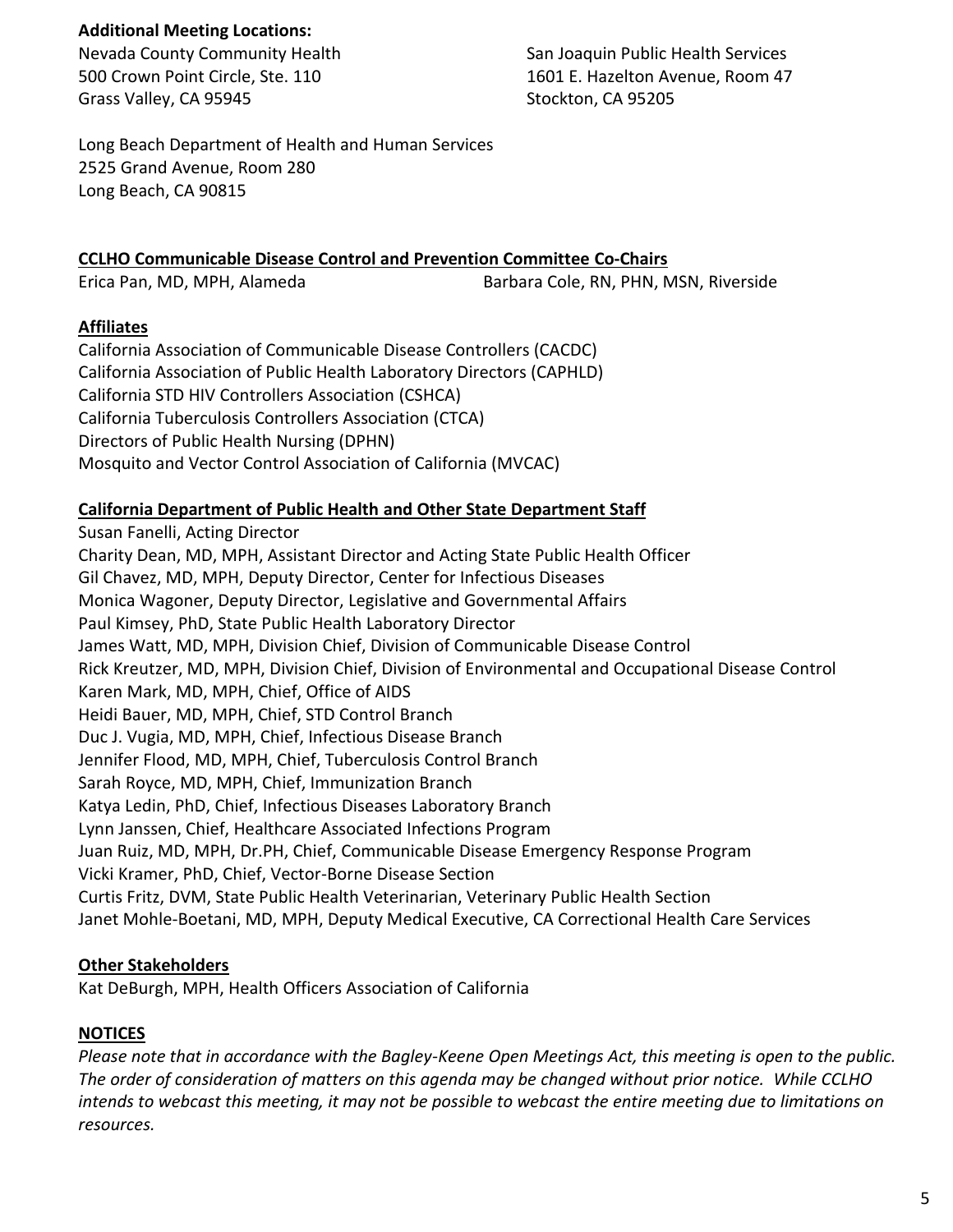**Additional Meeting Locations:**

Nevada County Community Health
500 Crown Point Circle, Ste. 110
Grass Valley, CA 95945

San Joaquin Public Health Services
1601 E. Hazelton Avenue, Room 47
Stockton, CA 95205

Long Beach Department of Health and Human Services
2525 Grand Avenue, Room 280
Long Beach, CA 90815

**CCLHO Communicable Disease Control and Prevention Committee Co-Chairs**

Erica Pan, MD, MPH, Alameda
Barbara Cole, RN, PHN, MSN, Riverside

**Affiliates**

California Association of Communicable Disease Controllers (CACDC)
California Association of Public Health Laboratory Directors (CAPHLD)
California STD HIV Controllers Association (CSHCA)
California Tuberculosis Controllers Association (CTCA)
Directors of Public Health Nursing (DPHN)
Mosquito and Vector Control Association of California (MVCAC)

**California Department of Public Health and Other State Department Staff**

Susan Fanelli, Acting Director
Charity Dean, MD, MPH, Assistant Director and Acting State Public Health Officer
Gil Chavez, MD, MPH, Deputy Director, Center for Infectious Diseases
Monica Wagoner, Deputy Director, Legislative and Governmental Affairs
Paul Kimsey, PhD, State Public Health Laboratory Director
James Watt, MD, MPH, Division Chief, Division of Communicable Disease Control
Rick Kreutzer, MD, MPH, Division Chief, Division of Environmental and Occupational Disease Control
Karen Mark, MD, MPH, Chief, Office of AIDS
Heidi Bauer, MD, MPH, Chief, STD Control Branch
Duc J. Vugia, MD, MPH, Chief, Infectious Disease Branch
Jennifer Flood, MD, MPH, Chief, Tuberculosis Control Branch
Sarah Royce, MD, MPH, Chief, Immunization Branch
Katya Ledin, PhD, Chief, Infectious Diseases Laboratory Branch
Lynn Janssen, Chief, Healthcare Associated Infections Program
Juan Ruiz, MD, MPH, Dr.PH, Chief, Communicable Disease Emergency Response Program
Vicki Kramer, PhD, Chief, Vector-Borne Disease Section
Curtis Fritz, DVM, State Public Health Veterinarian, Veterinary Public Health Section
Janet Mohle-Boetani, MD, MPH, Deputy Medical Executive, CA Correctional Health Care Services

**Other Stakeholders**

Kat DeBurgh, MPH, Health Officers Association of California

**NOTICES**

*Please note that in accordance with the Bagley-Keene Open Meetings Act, this meeting is open to the public. The order of consideration of matters on this agenda may be changed without prior notice. While CCLHO intends to webcast this meeting, it may not be possible to webcast the entire meeting due to limitations on resources.*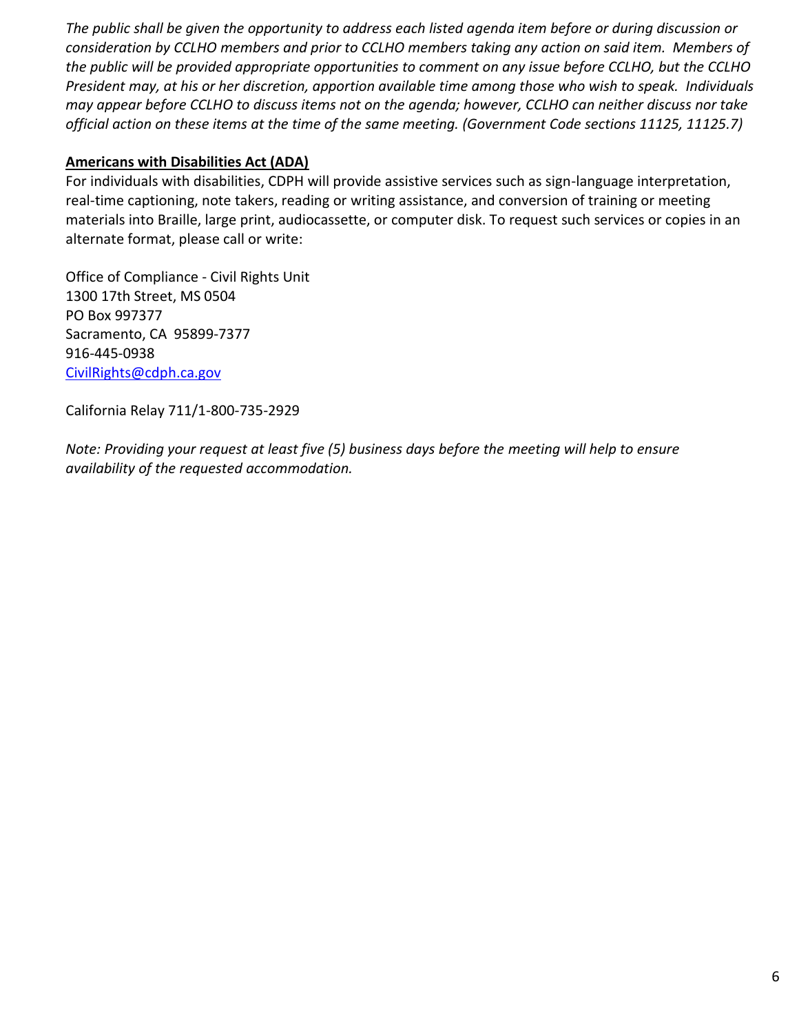*The public shall be given the opportunity to address each listed agenda item before or during discussion or consideration by CCLHO members and prior to CCLHO members taking any action on said item. Members of the public will be provided appropriate opportunities to comment on any issue before CCLHO, but the CCLHO President may, at his or her discretion, apportion available time among those who wish to speak. Individuals may appear before CCLHO to discuss items not on the agenda; however, CCLHO can neither discuss nor take official action on these items at the time of the same meeting. (Government Code sections 11125, 11125.7)*

**Americans with Disabilities Act (ADA)**

For individuals with disabilities, CDPH will provide assistive services such as sign-language interpretation, real-time captioning, note takers, reading or writing assistance, and conversion of training or meeting materials into Braille, large print, audiocassette, or computer disk. To request such services or copies in an alternate format, please call or write:

Office of Compliance - Civil Rights Unit
1300 17th Street, MS 0504
PO Box 997377
Sacramento, CA 95899-7377
916-445-0938
CivilRights@cdph.ca.gov

California Relay 711/1-800-735-2929

*Note: Providing your request at least five (5) business days before the meeting will help to ensure availability of the requested accommodation.*